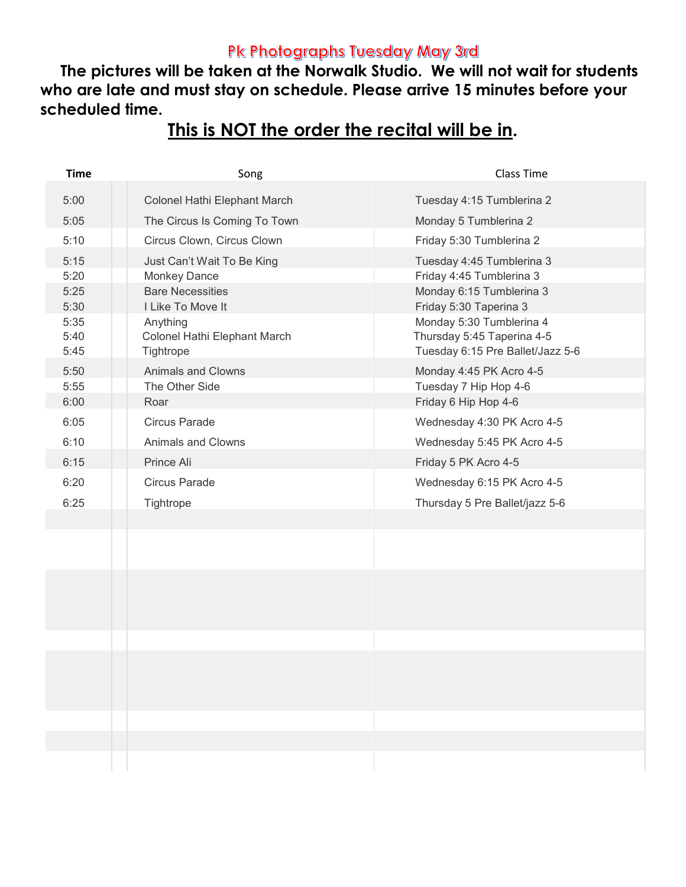# Pk Photographs Tuesday May 3rd

**The pictures will be taken at the Norwalk Studio. We will not wait for students who are late and must stay on schedule. Please arrive 15 minutes before your scheduled time.**

## <u>This is NOT the order the recital will be in</u>.

| Time | Song | Class Time |
|---|---|---|
| 5:00 | Colonel Hathi Elephant March | Tuesday 4:15 Tumblerina 2 |
| 5:05 | The Circus Is Coming To Town | Monday 5 Tumblerina 2 |
| 5:10 | Circus Clown, Circus Clown | Friday 5:30 Tumblerina 2 |
| 5:15 | Just Can't Wait To Be King | Tuesday 4:45 Tumblerina 3 |
| 5:20 | Monkey Dance | Friday 4:45 Tumblerina 3 |
| 5:25 | Bare Necessities | Monday 6:15 Tumblerina 3 |
| 5:30 | I Like To Move It | Friday 5:30 Taperina 3 |
| 5:35 | Anything | Monday 5:30 Tumblerina 4 |
| 5:40 | Colonel Hathi Elephant March | Thursday 5:45 Taperina 4-5 |
| 5:45 | Tightrope | Tuesday 6:15 Pre Ballet/Jazz 5-6 |
| 5:50 | Animals and Clowns | Monday 4:45 PK Acro 4-5 |
| 5:55 | The Other Side | Tuesday 7 Hip Hop 4-6 |
| 6:00 | Roar | Friday 6 Hip Hop 4-6 |
| 6:05 | Circus Parade | Wednesday 4:30 PK Acro 4-5 |
| 6:10 | Animals and Clowns | Wednesday 5:45 PK Acro 4-5 |
| 6:15 | Prince Ali | Friday 5 PK Acro 4-5 |
| 6:20 | Circus Parade | Wednesday 6:15 PK Acro 4-5 |
| 6:25 | Tightrope | Thursday 5 Pre Ballet/jazz 5-6 |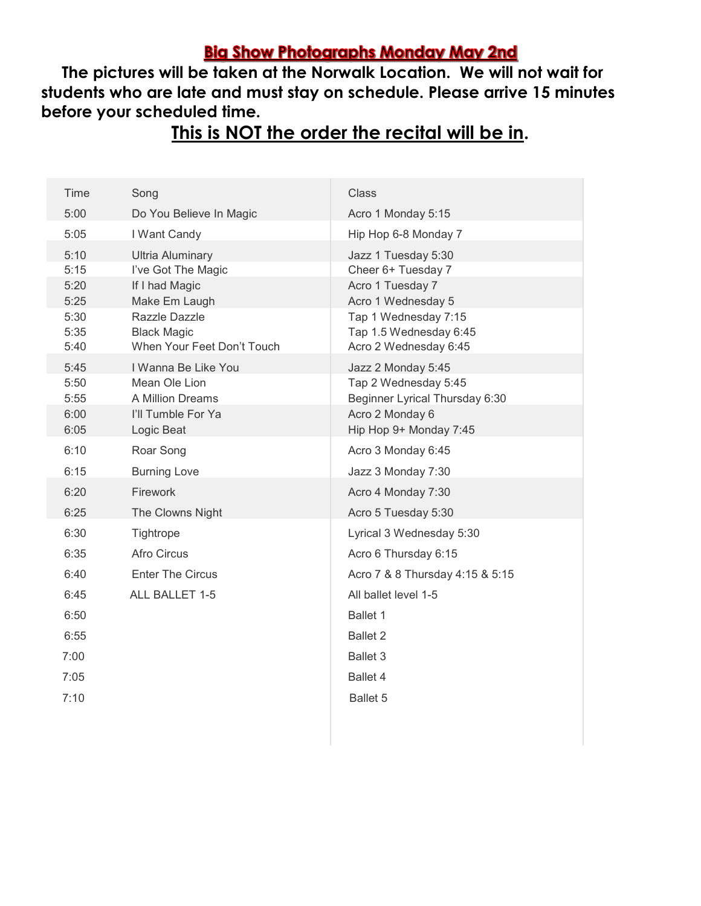## Big Show Photographs Monday May 2nd

**The pictures will be taken at the Norwalk Location. We will not wait for students who are late and must stay on schedule. Please arrive 15 minutes before your scheduled time.**

## This is NOT the order the recital will be in.

| Time | Song | Class |
|---|---|---|
| 5:00 | Do You Believe In Magic | Acro 1 Monday 5:15 |
| 5:05 | I Want Candy | Hip Hop 6-8 Monday 7 |
| 5:10 | Ultria Aluminary | Jazz 1 Tuesday 5:30 |
| 5:15 | I've Got The Magic | Cheer 6+ Tuesday 7 |
| 5:20 | If I had Magic | Acro 1 Tuesday 7 |
| 5:25 | Make Em Laugh | Acro 1 Wednesday 5 |
| 5:30 | Razzle Dazzle | Tap 1 Wednesday 7:15 |
| 5:35 | Black Magic | Tap 1.5 Wednesday 6:45 |
| 5:40 | When Your Feet Don't Touch | Acro 2 Wednesday 6:45 |
| 5:45 | I Wanna Be Like You | Jazz 2 Monday 5:45 |
| 5:50 | Mean Ole Lion | Tap 2 Wednesday 5:45 |
| 5:55 | A Million Dreams | Beginner Lyrical Thursday 6:30 |
| 6:00 | I'll Tumble For Ya | Acro 2 Monday 6 |
| 6:05 | Logic Beat | Hip Hop 9+ Monday 7:45 |
| 6:10 | Roar Song | Acro 3 Monday 6:45 |
| 6:15 | Burning Love | Jazz 3 Monday 7:30 |
| 6:20 | Firework | Acro 4 Monday 7:30 |
| 6:25 | The Clowns Night | Acro 5 Tuesday 5:30 |
| 6:30 | Tightrope | Lyrical 3 Wednesday 5:30 |
| 6:35 | Afro Circus | Acro 6 Thursday 6:15 |
| 6:40 | Enter The Circus | Acro 7 & 8 Thursday 4:15 & 5:15 |
| 6:45 | ALL BALLET 1-5 | All ballet level 1-5 |
| 6:50 | | Ballet 1 |
| 6:55 | | Ballet 2 |
| 7:00 | | Ballet 3 |
| 7:05 | | Ballet 4 |
| 7:10 | | Ballet 5 |